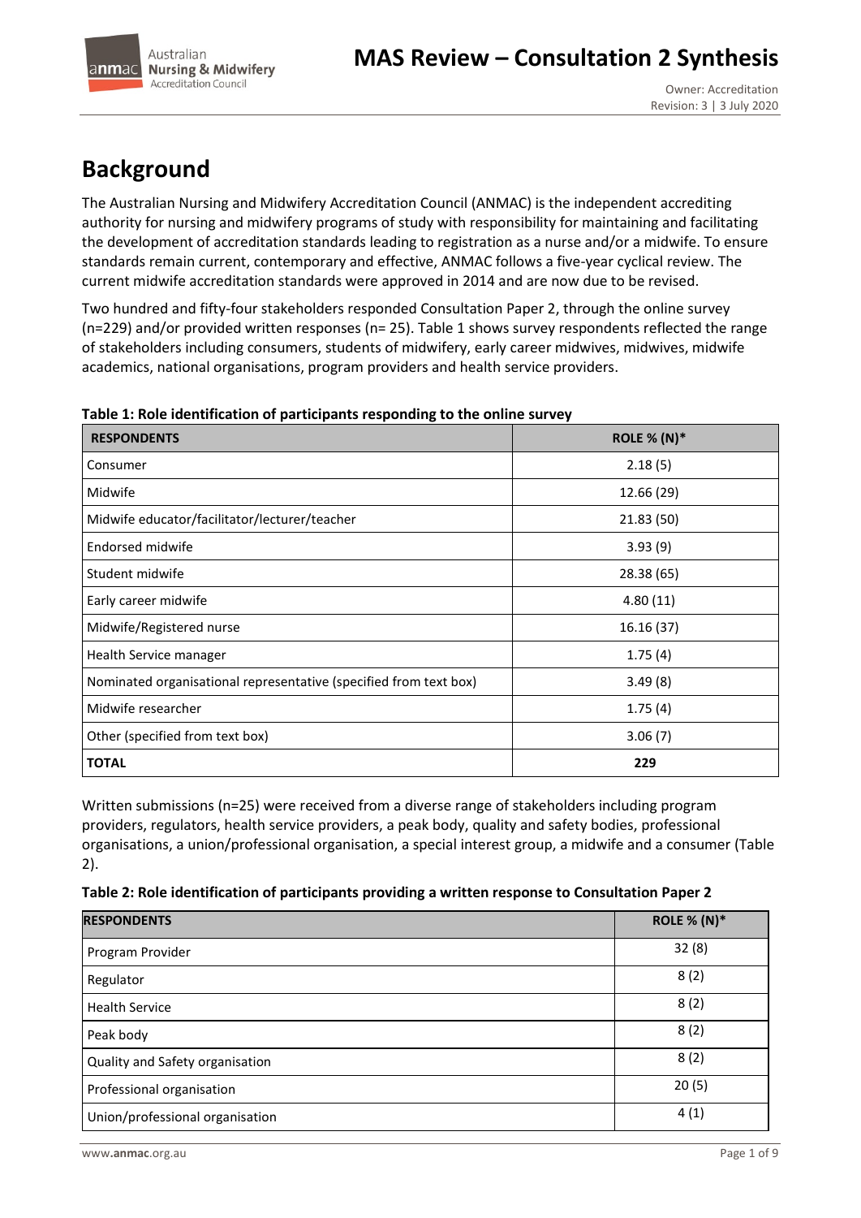# Background

The Australian Nursing and Midwifery Accreditation Council (ANMAC) is the independent accrediting authority for nursing and midwifery programs of study with responsibility for maintaining and facilitating the development of accreditation standards leading to registration as a nurse and/or a midwife. To ensure standards remain current, contemporary and effective, ANMAC follows a five-year cyclical review. The current midwife accreditation standards were approved in 2014 and are now due to be revised.

Two hundred and fifty-four stakeholders responded Consultation Paper 2, through the online survey (n=229) and/or provided written responses (n= 25). Table 1 shows survey respondents reflected the range of stakeholders including consumers, students of midwifery, early career midwives, midwives, midwife academics, national organisations, program providers and health service providers.

**Table 1: Role identification of participants responding to the online survey**

| RESPONDENTS | ROLE % (N)* |
|---|---|
| Consumer | 2.18 (5) |
| Midwife | 12.66 (29) |
| Midwife educator/facilitator/lecturer/teacher | 21.83 (50) |
| Endorsed midwife | 3.93 (9) |
| Student midwife | 28.38 (65) |
| Early career midwife | 4.80 (11) |
| Midwife/Registered nurse | 16.16 (37) |
| Health Service manager | 1.75 (4) |
| Nominated organisational representative (specified from text box) | 3.49 (8) |
| Midwife researcher | 1.75 (4) |
| Other (specified from text box) | 3.06 (7) |
| **TOTAL** | **229** |

Written submissions (n=25) were received from a diverse range of stakeholders including program providers, regulators, health service providers, a peak body, quality and safety bodies, professional organisations, a union/professional organisation, a special interest group, a midwife and a consumer (Table 2).

**Table 2: Role identification of participants providing a written response to Consultation Paper 2**

| RESPONDENTS | ROLE % (N)* |
|---|---|
| Program Provider | 32 (8) |
| Regulator | 8 (2) |
| Health Service | 8 (2) |
| Peak body | 8 (2) |
| Quality and Safety organisation | 8 (2) |
| Professional organisation | 20 (5) |
| Union/professional organisation | 4 (1) |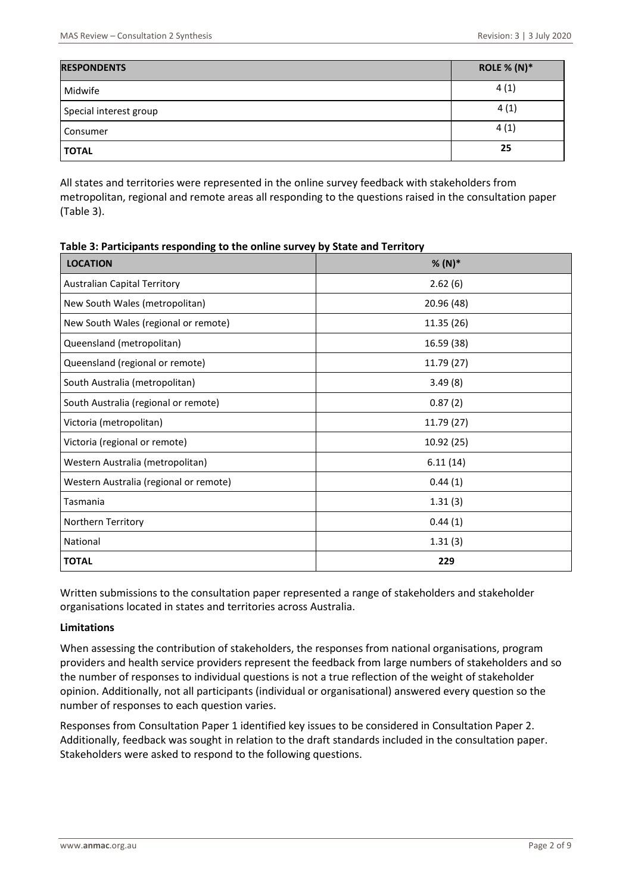| RESPONDENTS | ROLE % (N)* |
|---|---|
| Midwife | 4 (1) |
| Special interest group | 4 (1) |
| Consumer | 4 (1) |
| **TOTAL** | **25** |

All states and territories were represented in the online survey feedback with stakeholders from metropolitan, regional and remote areas all responding to the questions raised in the consultation paper (Table 3).

**Table 3: Participants responding to the online survey by State and Territory**

| LOCATION | % (N)* |
|---|---|
| Australian Capital Territory | 2.62 (6) |
| New South Wales (metropolitan) | 20.96 (48) |
| New South Wales (regional or remote) | 11.35 (26) |
| Queensland (metropolitan) | 16.59 (38) |
| Queensland (regional or remote) | 11.79 (27) |
| South Australia (metropolitan) | 3.49 (8) |
| South Australia (regional or remote) | 0.87 (2) |
| Victoria (metropolitan) | 11.79 (27) |
| Victoria (regional or remote) | 10.92 (25) |
| Western Australia (metropolitan) | 6.11 (14) |
| Western Australia (regional or remote) | 0.44 (1) |
| Tasmania | 1.31 (3) |
| Northern Territory | 0.44 (1) |
| National | 1.31 (3) |
| **TOTAL** | **229** |

Written submissions to the consultation paper represented a range of stakeholders and stakeholder organisations located in states and territories across Australia.

**Limitations**

When assessing the contribution of stakeholders, the responses from national organisations, program providers and health service providers represent the feedback from large numbers of stakeholders and so the number of responses to individual questions is not a true reflection of the weight of stakeholder opinion. Additionally, not all participants (individual or organisational) answered every question so the number of responses to each question varies.

Responses from Consultation Paper 1 identified key issues to be considered in Consultation Paper 2. Additionally, feedback was sought in relation to the draft standards included in the consultation paper. Stakeholders were asked to respond to the following questions.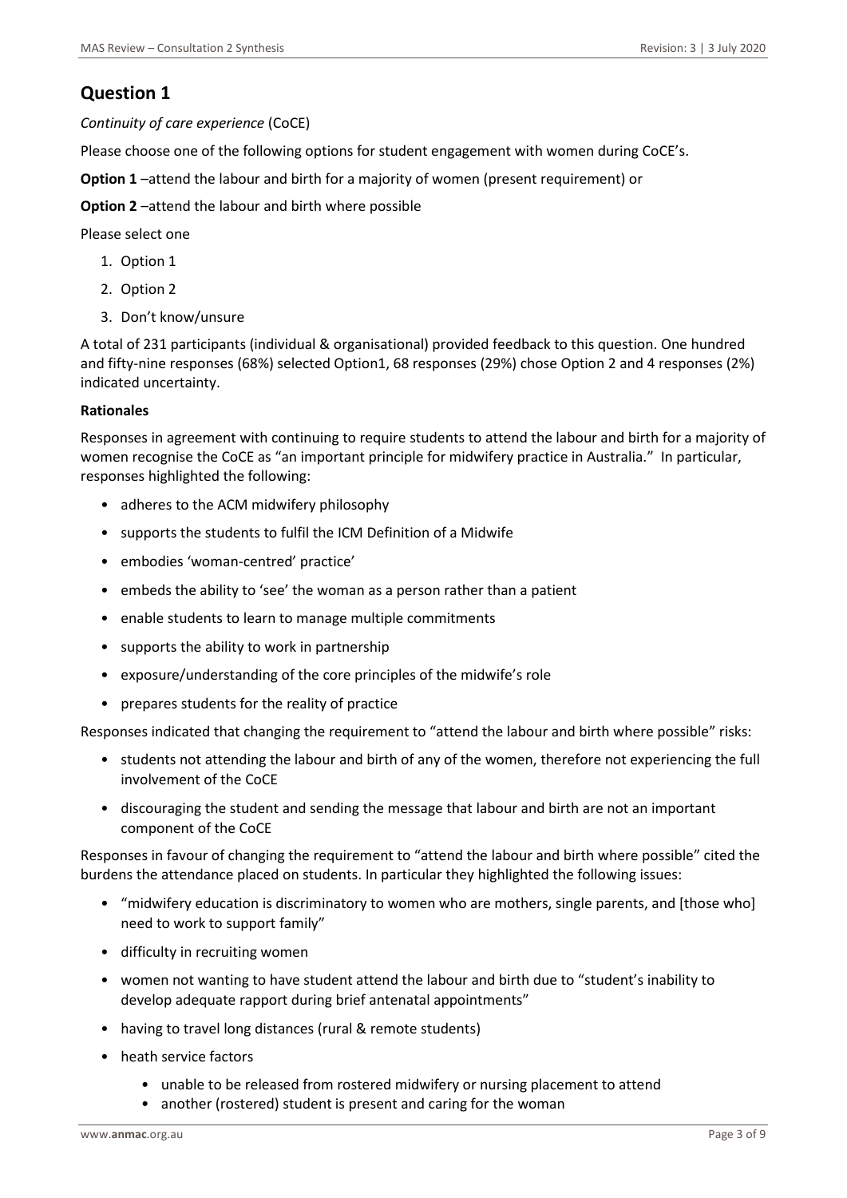## Question 1

*Continuity of care experience* (CoCE)

Please choose one of the following options for student engagement with women during CoCE's.

**Option 1** –attend the labour and birth for a majority of women (present requirement) or

**Option 2** –attend the labour and birth where possible

Please select one

1. Option 1
2. Option 2
3. Don't know/unsure

A total of 231 participants (individual & organisational) provided feedback to this question. One hundred and fifty-nine responses (68%) selected Option1, 68 responses (29%) chose Option 2 and 4 responses (2%) indicated uncertainty.

**Rationales**

Responses in agreement with continuing to require students to attend the labour and birth for a majority of women recognise the CoCE as "an important principle for midwifery practice in Australia." In particular, responses highlighted the following:

- adheres to the ACM midwifery philosophy
- supports the students to fulfil the ICM Definition of a Midwife
- embodies 'woman-centred' practice'
- embeds the ability to 'see' the woman as a person rather than a patient
- enable students to learn to manage multiple commitments
- supports the ability to work in partnership
- exposure/understanding of the core principles of the midwife's role
- prepares students for the reality of practice

Responses indicated that changing the requirement to "attend the labour and birth where possible" risks:

- students not attending the labour and birth of any of the women, therefore not experiencing the full involvement of the CoCE
- discouraging the student and sending the message that labour and birth are not an important component of the CoCE

Responses in favour of changing the requirement to "attend the labour and birth where possible" cited the burdens the attendance placed on students. In particular they highlighted the following issues:

- "midwifery education is discriminatory to women who are mothers, single parents, and [those who] need to work to support family"
- difficulty in recruiting women
- women not wanting to have student attend the labour and birth due to "student's inability to develop adequate rapport during brief antenatal appointments"
- having to travel long distances (rural & remote students)
- heath service factors
    - unable to be released from rostered midwifery or nursing placement to attend
    - another (rostered) student is present and caring for the woman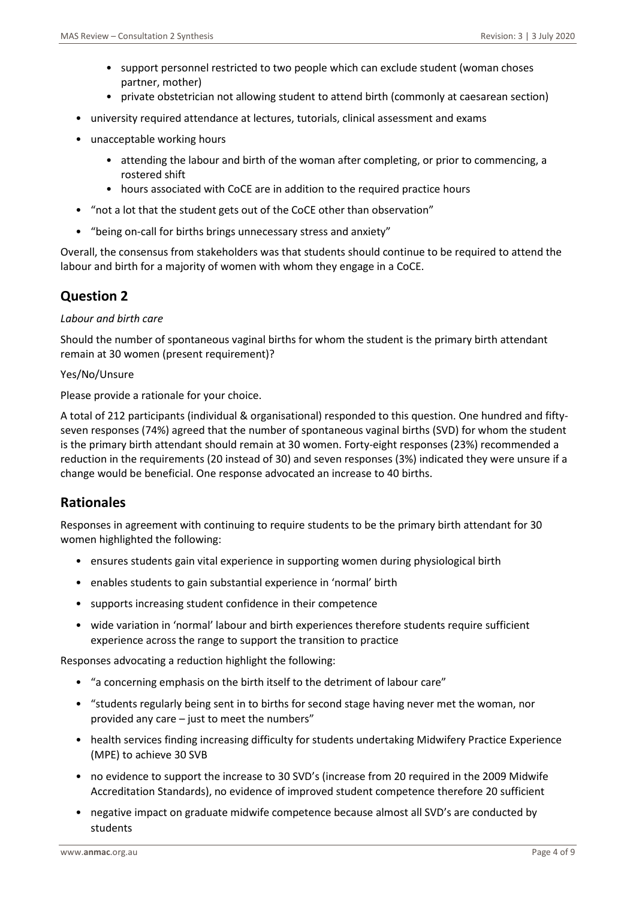- support personnel restricted to two people which can exclude student (woman choses partner, mother)
    - private obstetrician not allowing student to attend birth (commonly at caesarean section)
- university required attendance at lectures, tutorials, clinical assessment and exams
- unacceptable working hours
    - attending the labour and birth of the woman after completing, or prior to commencing, a rostered shift
    - hours associated with CoCE are in addition to the required practice hours
- "not a lot that the student gets out of the CoCE other than observation"
- "being on-call for births brings unnecessary stress and anxiety"

Overall, the consensus from stakeholders was that students should continue to be required to attend the labour and birth for a majority of women with whom they engage in a CoCE.

## Question 2

*Labour and birth care*

Should the number of spontaneous vaginal births for whom the student is the primary birth attendant remain at 30 women (present requirement)?

Yes/No/Unsure

Please provide a rationale for your choice.

A total of 212 participants (individual & organisational) responded to this question. One hundred and fifty-seven responses (74%) agreed that the number of spontaneous vaginal births (SVD) for whom the student is the primary birth attendant should remain at 30 women. Forty-eight responses (23%) recommended a reduction in the requirements (20 instead of 30) and seven responses (3%) indicated they were unsure if a change would be beneficial. One response advocated an increase to 40 births.

## Rationales

Responses in agreement with continuing to require students to be the primary birth attendant for 30 women highlighted the following:

- ensures students gain vital experience in supporting women during physiological birth
- enables students to gain substantial experience in 'normal' birth
- supports increasing student confidence in their competence
- wide variation in 'normal' labour and birth experiences therefore students require sufficient experience across the range to support the transition to practice

Responses advocating a reduction highlight the following:

- "a concerning emphasis on the birth itself to the detriment of labour care"
- "students regularly being sent in to births for second stage having never met the woman, nor provided any care – just to meet the numbers"
- health services finding increasing difficulty for students undertaking Midwifery Practice Experience (MPE) to achieve 30 SVB
- no evidence to support the increase to 30 SVD's (increase from 20 required in the 2009 Midwife Accreditation Standards), no evidence of improved student competence therefore 20 sufficient
- negative impact on graduate midwife competence because almost all SVD's are conducted by students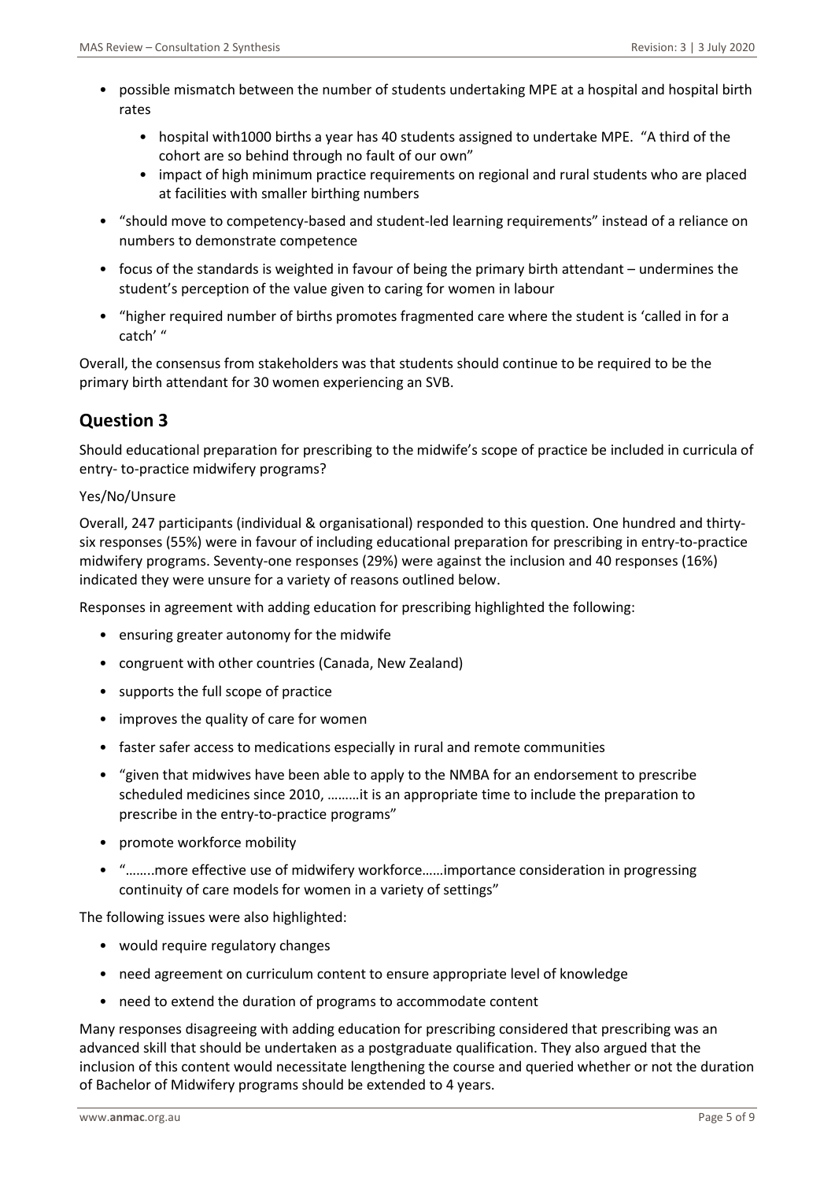- possible mismatch between the number of students undertaking MPE at a hospital and hospital birth rates
  - hospital with1000 births a year has 40 students assigned to undertake MPE. "A third of the cohort are so behind through no fault of our own"
  - impact of high minimum practice requirements on regional and rural students who are placed at facilities with smaller birthing numbers
- "should move to competency-based and student-led learning requirements" instead of a reliance on numbers to demonstrate competence
- focus of the standards is weighted in favour of being the primary birth attendant – undermines the student's perception of the value given to caring for women in labour
- "higher required number of births promotes fragmented care where the student is 'called in for a catch' "

Overall, the consensus from stakeholders was that students should continue to be required to be the primary birth attendant for 30 women experiencing an SVB.

## Question 3

Should educational preparation for prescribing to the midwife's scope of practice be included in curricula of entry- to-practice midwifery programs?

Yes/No/Unsure

Overall, 247 participants (individual & organisational) responded to this question. One hundred and thirty-six responses (55%) were in favour of including educational preparation for prescribing in entry-to-practice midwifery programs. Seventy-one responses (29%) were against the inclusion and 40 responses (16%) indicated they were unsure for a variety of reasons outlined below.

Responses in agreement with adding education for prescribing highlighted the following:

- ensuring greater autonomy for the midwife
- congruent with other countries (Canada, New Zealand)
- supports the full scope of practice
- improves the quality of care for women
- faster safer access to medications especially in rural and remote communities
- "given that midwives have been able to apply to the NMBA for an endorsement to prescribe scheduled medicines since 2010, ………it is an appropriate time to include the preparation to prescribe in the entry-to-practice programs"
- promote workforce mobility
- "……..more effective use of midwifery workforce……importance consideration in progressing continuity of care models for women in a variety of settings"

The following issues were also highlighted:

- would require regulatory changes
- need agreement on curriculum content to ensure appropriate level of knowledge
- need to extend the duration of programs to accommodate content

Many responses disagreeing with adding education for prescribing considered that prescribing was an advanced skill that should be undertaken as a postgraduate qualification. They also argued that the inclusion of this content would necessitate lengthening the course and queried whether or not the duration of Bachelor of Midwifery programs should be extended to 4 years.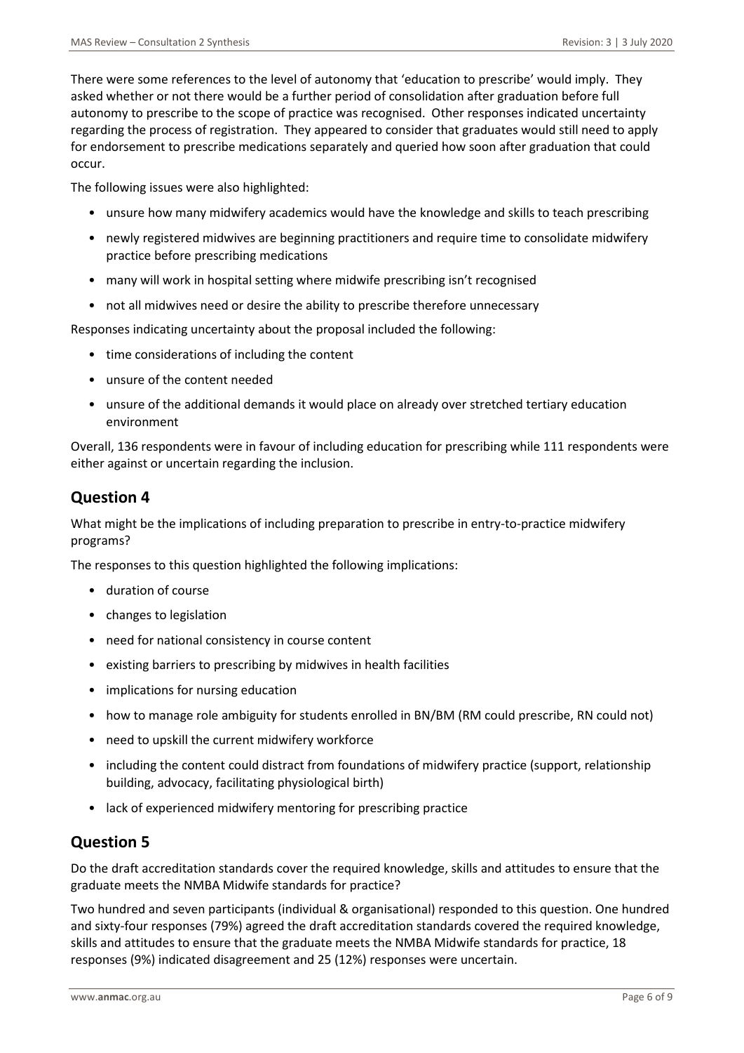There were some references to the level of autonomy that 'education to prescribe' would imply. They asked whether or not there would be a further period of consolidation after graduation before full autonomy to prescribe to the scope of practice was recognised. Other responses indicated uncertainty regarding the process of registration. They appeared to consider that graduates would still need to apply for endorsement to prescribe medications separately and queried how soon after graduation that could occur.

The following issues were also highlighted:

- unsure how many midwifery academics would have the knowledge and skills to teach prescribing
- newly registered midwives are beginning practitioners and require time to consolidate midwifery practice before prescribing medications
- many will work in hospital setting where midwife prescribing isn't recognised
- not all midwives need or desire the ability to prescribe therefore unnecessary

Responses indicating uncertainty about the proposal included the following:

- time considerations of including the content
- unsure of the content needed
- unsure of the additional demands it would place on already over stretched tertiary education environment

Overall, 136 respondents were in favour of including education for prescribing while 111 respondents were either against or uncertain regarding the inclusion.

## Question 4

What might be the implications of including preparation to prescribe in entry-to-practice midwifery programs?

The responses to this question highlighted the following implications:

- duration of course
- changes to legislation
- need for national consistency in course content
- existing barriers to prescribing by midwives in health facilities
- implications for nursing education
- how to manage role ambiguity for students enrolled in BN/BM (RM could prescribe, RN could not)
- need to upskill the current midwifery workforce
- including the content could distract from foundations of midwifery practice (support, relationship building, advocacy, facilitating physiological birth)
- lack of experienced midwifery mentoring for prescribing practice

## Question 5

Do the draft accreditation standards cover the required knowledge, skills and attitudes to ensure that the graduate meets the NMBA Midwife standards for practice?

Two hundred and seven participants (individual & organisational) responded to this question. One hundred and sixty-four responses (79%) agreed the draft accreditation standards covered the required knowledge, skills and attitudes to ensure that the graduate meets the NMBA Midwife standards for practice, 18 responses (9%) indicated disagreement and 25 (12%) responses were uncertain.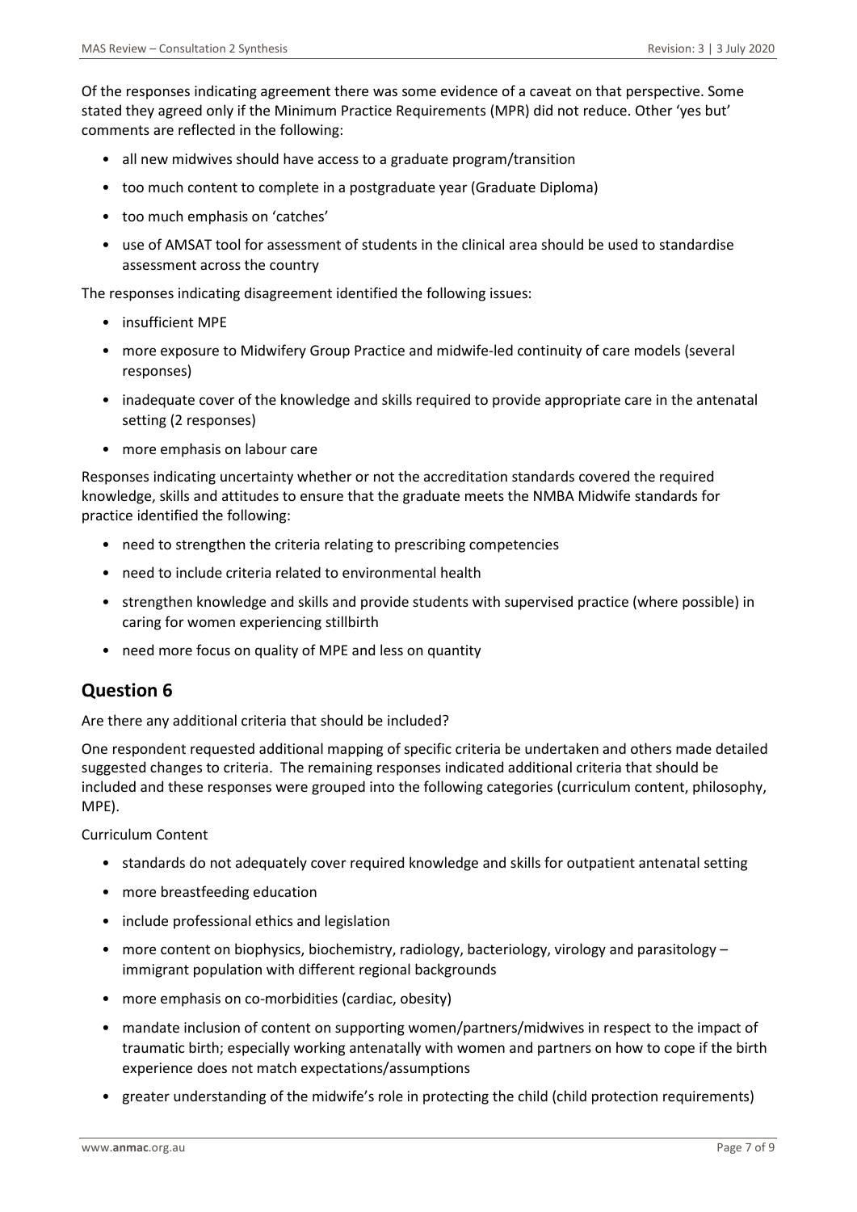Of the responses indicating agreement there was some evidence of a caveat on that perspective. Some stated they agreed only if the Minimum Practice Requirements (MPR) did not reduce. Other 'yes but' comments are reflected in the following:

- all new midwives should have access to a graduate program/transition
- too much content to complete in a postgraduate year (Graduate Diploma)
- too much emphasis on 'catches'
- use of AMSAT tool for assessment of students in the clinical area should be used to standardise assessment across the country

The responses indicating disagreement identified the following issues:

- insufficient MPE
- more exposure to Midwifery Group Practice and midwife-led continuity of care models (several responses)
- inadequate cover of the knowledge and skills required to provide appropriate care in the antenatal setting (2 responses)
- more emphasis on labour care

Responses indicating uncertainty whether or not the accreditation standards covered the required knowledge, skills and attitudes to ensure that the graduate meets the NMBA Midwife standards for practice identified the following:

- need to strengthen the criteria relating to prescribing competencies
- need to include criteria related to environmental health
- strengthen knowledge and skills and provide students with supervised practice (where possible) in caring for women experiencing stillbirth
- need more focus on quality of MPE and less on quantity

## Question 6

Are there any additional criteria that should be included?

One respondent requested additional mapping of specific criteria be undertaken and others made detailed suggested changes to criteria. The remaining responses indicated additional criteria that should be included and these responses were grouped into the following categories (curriculum content, philosophy, MPE).

Curriculum Content

- standards do not adequately cover required knowledge and skills for outpatient antenatal setting
- more breastfeeding education
- include professional ethics and legislation
- more content on biophysics, biochemistry, radiology, bacteriology, virology and parasitology – immigrant population with different regional backgrounds
- more emphasis on co-morbidities (cardiac, obesity)
- mandate inclusion of content on supporting women/partners/midwives in respect to the impact of traumatic birth; especially working antenatally with women and partners on how to cope if the birth experience does not match expectations/assumptions
- greater understanding of the midwife's role in protecting the child (child protection requirements)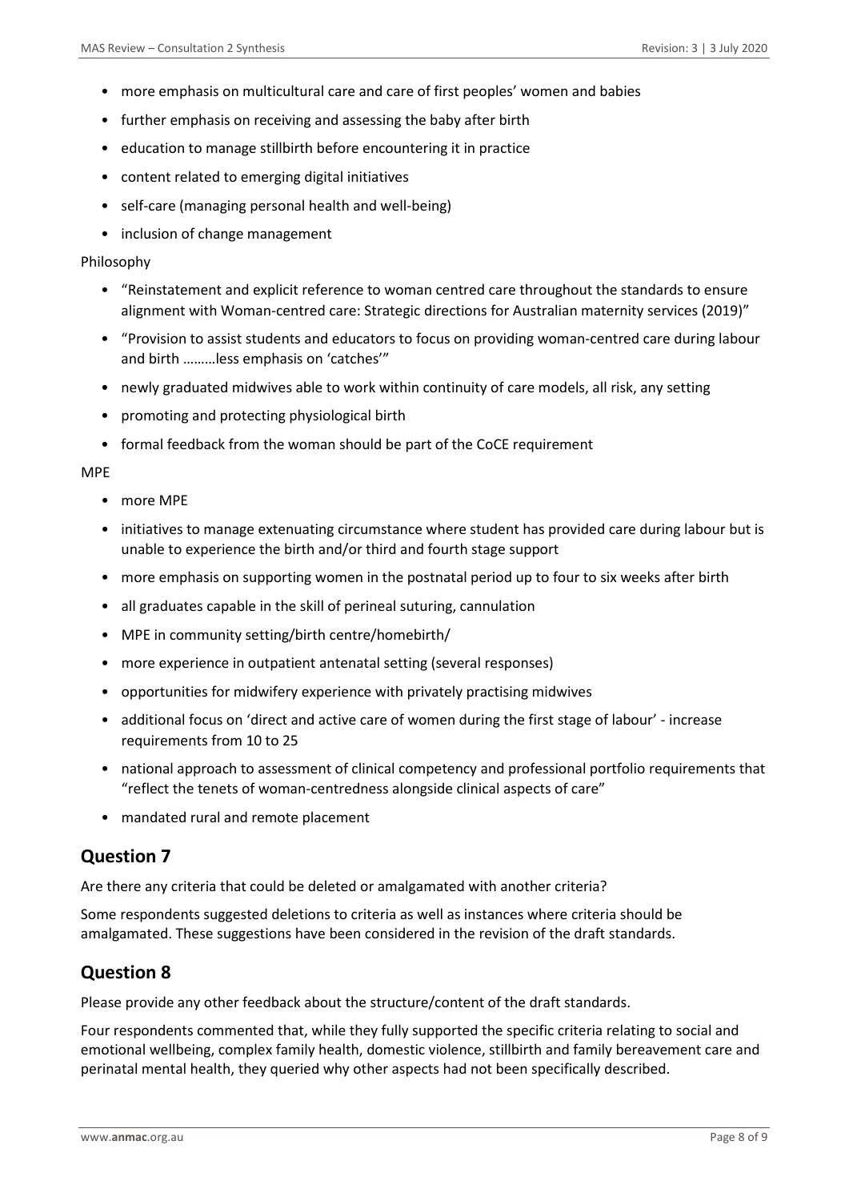- more emphasis on multicultural care and care of first peoples' women and babies
- further emphasis on receiving and assessing the baby after birth
- education to manage stillbirth before encountering it in practice
- content related to emerging digital initiatives
- self-care (managing personal health and well-being)
- inclusion of change management

Philosophy

- "Reinstatement and explicit reference to woman centred care throughout the standards to ensure alignment with Woman-centred care: Strategic directions for Australian maternity services (2019)"
- "Provision to assist students and educators to focus on providing woman-centred care during labour and birth ………less emphasis on 'catches'"
- newly graduated midwives able to work within continuity of care models, all risk, any setting
- promoting and protecting physiological birth
- formal feedback from the woman should be part of the CoCE requirement

MPE

- more MPE
- initiatives to manage extenuating circumstance where student has provided care during labour but is unable to experience the birth and/or third and fourth stage support
- more emphasis on supporting women in the postnatal period up to four to six weeks after birth
- all graduates capable in the skill of perineal suturing, cannulation
- MPE in community setting/birth centre/homebirth/
- more experience in outpatient antenatal setting (several responses)
- opportunities for midwifery experience with privately practising midwives
- additional focus on 'direct and active care of women during the first stage of labour' - increase requirements from 10 to 25
- national approach to assessment of clinical competency and professional portfolio requirements that "reflect the tenets of woman-centredness alongside clinical aspects of care"
- mandated rural and remote placement

## Question 7

Are there any criteria that could be deleted or amalgamated with another criteria?

Some respondents suggested deletions to criteria as well as instances where criteria should be amalgamated. These suggestions have been considered in the revision of the draft standards.

## Question 8

Please provide any other feedback about the structure/content of the draft standards.

Four respondents commented that, while they fully supported the specific criteria relating to social and emotional wellbeing, complex family health, domestic violence, stillbirth and family bereavement care and perinatal mental health, they queried why other aspects had not been specifically described.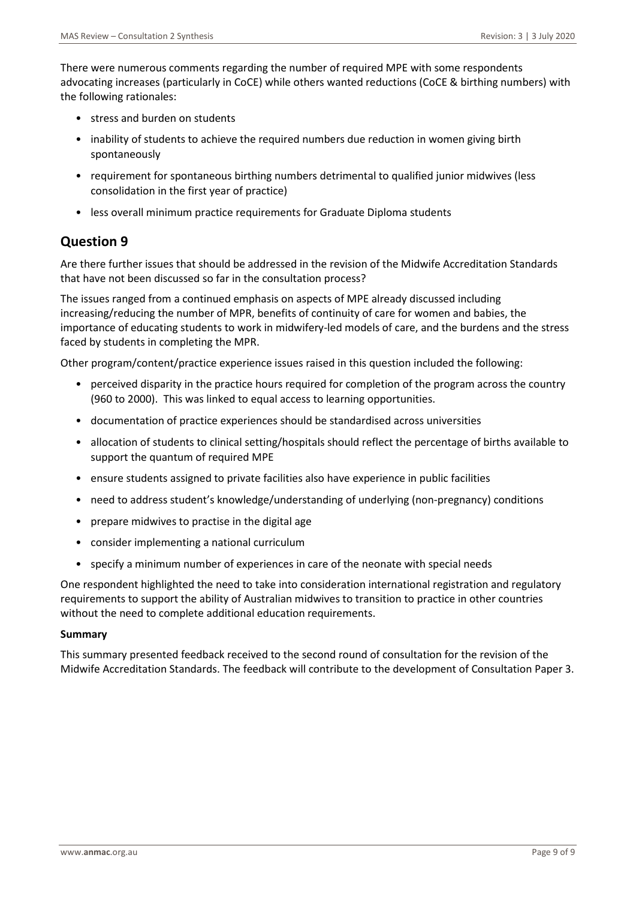There were numerous comments regarding the number of required MPE with some respondents advocating increases (particularly in CoCE) while others wanted reductions (CoCE & birthing numbers) with the following rationales:

- stress and burden on students
- inability of students to achieve the required numbers due reduction in women giving birth spontaneously
- requirement for spontaneous birthing numbers detrimental to qualified junior midwives (less consolidation in the first year of practice)
- less overall minimum practice requirements for Graduate Diploma students

## Question 9

Are there further issues that should be addressed in the revision of the Midwife Accreditation Standards that have not been discussed so far in the consultation process?

The issues ranged from a continued emphasis on aspects of MPE already discussed including increasing/reducing the number of MPR, benefits of continuity of care for women and babies, the importance of educating students to work in midwifery-led models of care, and the burdens and the stress faced by students in completing the MPR.

Other program/content/practice experience issues raised in this question included the following:

- perceived disparity in the practice hours required for completion of the program across the country (960 to 2000). This was linked to equal access to learning opportunities.
- documentation of practice experiences should be standardised across universities
- allocation of students to clinical setting/hospitals should reflect the percentage of births available to support the quantum of required MPE
- ensure students assigned to private facilities also have experience in public facilities
- need to address student's knowledge/understanding of underlying (non-pregnancy) conditions
- prepare midwives to practise in the digital age
- consider implementing a national curriculum
- specify a minimum number of experiences in care of the neonate with special needs

One respondent highlighted the need to take into consideration international registration and regulatory requirements to support the ability of Australian midwives to transition to practice in other countries without the need to complete additional education requirements.

**Summary**

This summary presented feedback received to the second round of consultation for the revision of the Midwife Accreditation Standards. The feedback will contribute to the development of Consultation Paper 3.